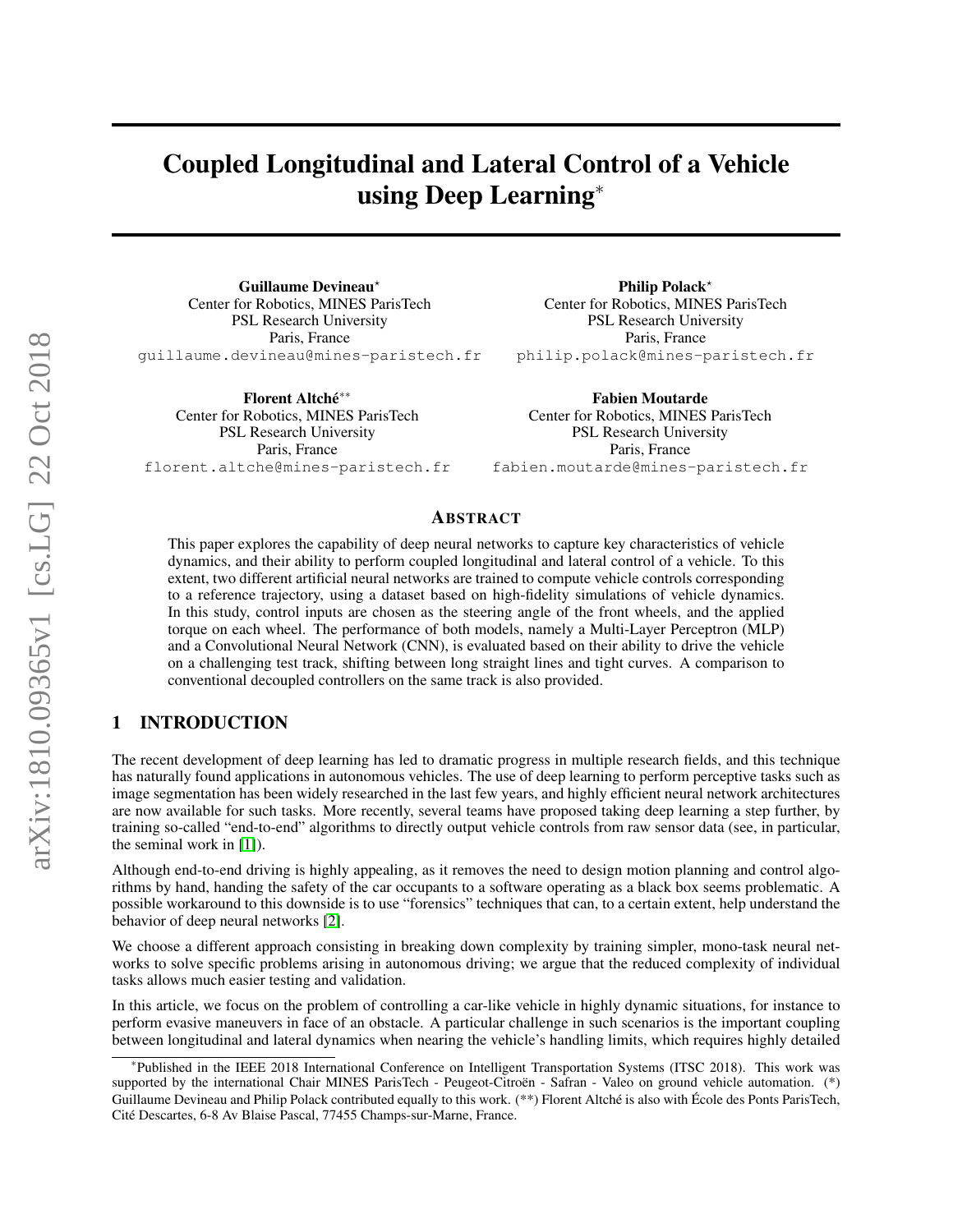# Coupled Longitudinal and Lateral Control of a Vehicle using Deep Learning*

**Guillaume Devineau***
Center for Robotics, MINES ParisTech
PSL Research University
Paris, France
guillaume.devineau@mines-paristech.fr

**Philip Polack***
Center for Robotics, MINES ParisTech
PSL Research University
Paris, France
philip.polack@mines-paristech.fr

**Florent Altché****
Center for Robotics, MINES ParisTech
PSL Research University
Paris, France
florent.altche@mines-paristech.fr

**Fabien Moutarde**
Center for Robotics, MINES ParisTech
PSL Research University
Paris, France
fabien.moutarde@mines-paristech.fr

## ABSTRACT

This paper explores the capability of deep neural networks to capture key characteristics of vehicle dynamics, and their ability to perform coupled longitudinal and lateral control of a vehicle. To this extent, two different artificial neural networks are trained to compute vehicle controls corresponding to a reference trajectory, using a dataset based on high-fidelity simulations of vehicle dynamics. In this study, control inputs are chosen as the steering angle of the front wheels, and the applied torque on each wheel. The performance of both models, namely a Multi-Layer Perceptron (MLP) and a Convolutional Neural Network (CNN), is evaluated based on their ability to drive the vehicle on a challenging test track, shifting between long straight lines and tight curves. A comparison to conventional decoupled controllers on the same track is also provided.

## 1 INTRODUCTION

The recent development of deep learning has led to dramatic progress in multiple research fields, and this technique has naturally found applications in autonomous vehicles. The use of deep learning to perform perceptive tasks such as image segmentation has been widely researched in the last few years, and highly efficient neural network architectures are now available for such tasks. More recently, several teams have proposed taking deep learning a step further, by training so-called "end-to-end" algorithms to directly output vehicle controls from raw sensor data (see, in particular, the seminal work in [1]).

Although end-to-end driving is highly appealing, as it removes the need to design motion planning and control algorithms by hand, handing the safety of the car occupants to a software operating as a black box seems problematic. A possible workaround to this downside is to use "forensics" techniques that can, to a certain extent, help understand the behavior of deep neural networks [2].

We choose a different approach consisting in breaking down complexity by training simpler, mono-task neural networks to solve specific problems arising in autonomous driving; we argue that the reduced complexity of individual tasks allows much easier testing and validation.

In this article, we focus on the problem of controlling a car-like vehicle in highly dynamic situations, for instance to perform evasive maneuvers in face of an obstacle. A particular challenge in such scenarios is the important coupling between longitudinal and lateral dynamics when nearing the vehicle's handling limits, which requires highly detailed

---

*Published in the IEEE 2018 International Conference on Intelligent Transportation Systems (ITSC 2018). This work was supported by the international Chair MINES ParisTech - Peugeot-Citroën - Safran - Valeo on ground vehicle automation. (*) Guillaume Devineau and Philip Polack contributed equally to this work. (**) Florent Altché is also with École des Ponts ParisTech, Cité Descartes, 6-8 Av Blaise Pascal, 77455 Champs-sur-Marne, France.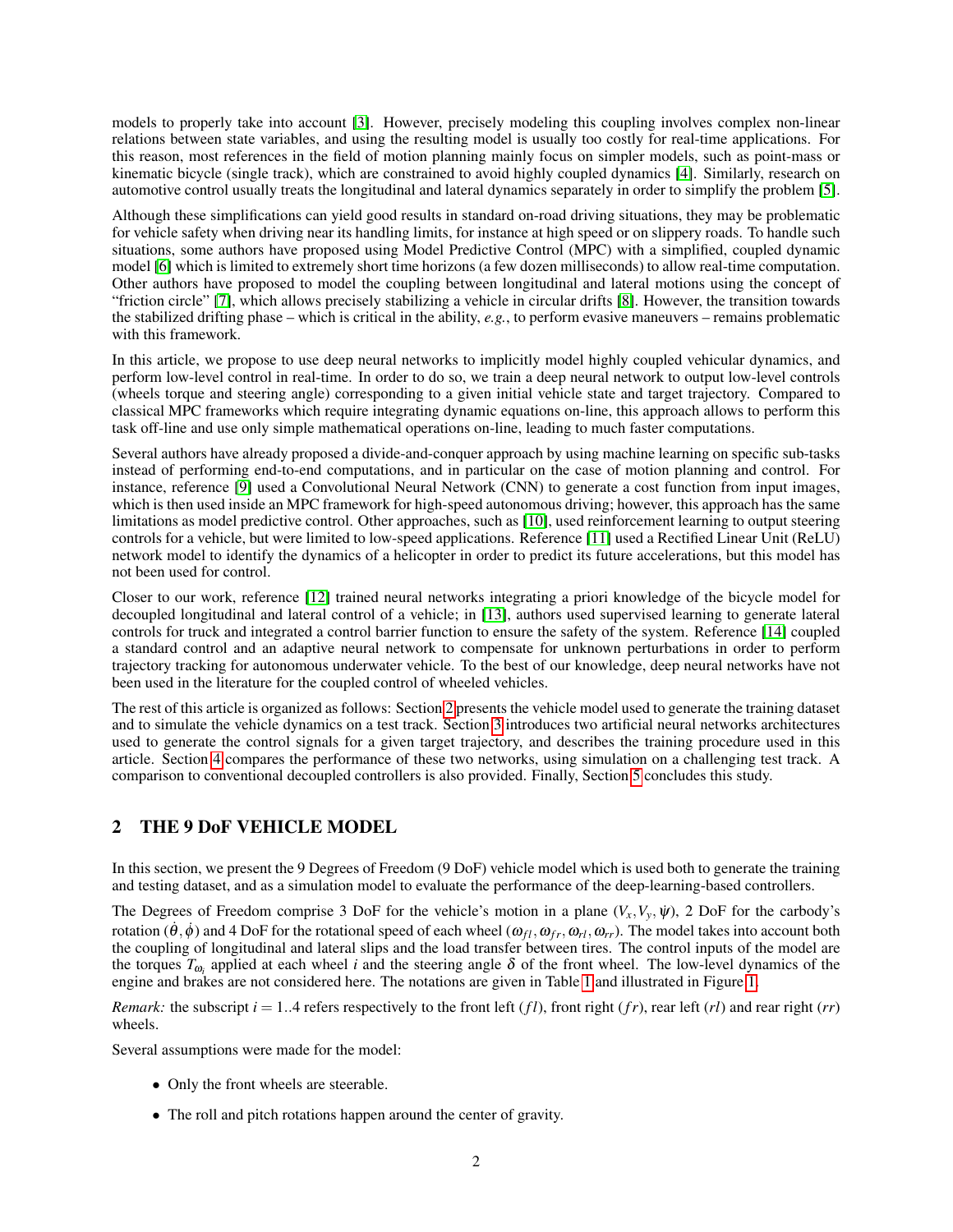models to properly take into account [3]. However, precisely modeling this coupling involves complex non-linear relations between state variables, and using the resulting model is usually too costly for real-time applications. For this reason, most references in the field of motion planning mainly focus on simpler models, such as point-mass or kinematic bicycle (single track), which are constrained to avoid highly coupled dynamics [4]. Similarly, research on automotive control usually treats the longitudinal and lateral dynamics separately in order to simplify the problem [5].

Although these simplifications can yield good results in standard on-road driving situations, they may be problematic for vehicle safety when driving near its handling limits, for instance at high speed or on slippery roads. To handle such situations, some authors have proposed using Model Predictive Control (MPC) with a simplified, coupled dynamic model [6] which is limited to extremely short time horizons (a few dozen milliseconds) to allow real-time computation. Other authors have proposed to model the coupling between longitudinal and lateral motions using the concept of "friction circle" [7], which allows precisely stabilizing a vehicle in circular drifts [8]. However, the transition towards the stabilized drifting phase – which is critical in the ability, *e.g.*, to perform evasive maneuvers – remains problematic with this framework.

In this article, we propose to use deep neural networks to implicitly model highly coupled vehicular dynamics, and perform low-level control in real-time. In order to do so, we train a deep neural network to output low-level controls (wheels torque and steering angle) corresponding to a given initial vehicle state and target trajectory. Compared to classical MPC frameworks which require integrating dynamic equations on-line, this approach allows to perform this task off-line and use only simple mathematical operations on-line, leading to much faster computations.

Several authors have already proposed a divide-and-conquer approach by using machine learning on specific sub-tasks instead of performing end-to-end computations, and in particular on the case of motion planning and control. For instance, reference [9] used a Convolutional Neural Network (CNN) to generate a cost function from input images, which is then used inside an MPC framework for high-speed autonomous driving; however, this approach has the same limitations as model predictive control. Other approaches, such as [10], used reinforcement learning to output steering controls for a vehicle, but were limited to low-speed applications. Reference [11] used a Rectified Linear Unit (ReLU) network model to identify the dynamics of a helicopter in order to predict its future accelerations, but this model has not been used for control.

Closer to our work, reference [12] trained neural networks integrating a priori knowledge of the bicycle model for decoupled longitudinal and lateral control of a vehicle; in [13], authors used supervised learning to generate lateral controls for truck and integrated a control barrier function to ensure the safety of the system. Reference [14] coupled a standard control and an adaptive neural network to compensate for unknown perturbations in order to perform trajectory tracking for autonomous underwater vehicle. To the best of our knowledge, deep neural networks have not been used in the literature for the coupled control of wheeled vehicles.

The rest of this article is organized as follows: Section 2 presents the vehicle model used to generate the training dataset and to simulate the vehicle dynamics on a test track. Section 3 introduces two artificial neural networks architectures used to generate the control signals for a given target trajectory, and describes the training procedure used in this article. Section 4 compares the performance of these two networks, using simulation on a challenging test track. A comparison to conventional decoupled controllers is also provided. Finally, Section 5 concludes this study.

## 2 THE 9 DoF VEHICLE MODEL

In this section, we present the 9 Degrees of Freedom (9 DoF) vehicle model which is used both to generate the training and testing dataset, and as a simulation model to evaluate the performance of the deep-learning-based controllers.

The Degrees of Freedom comprise 3 DoF for the vehicle's motion in a plane ($V_x, V_y, \dot{\psi}$), 2 DoF for the carbody's rotation ($\dot{\theta}, \dot{\phi}$) and 4 DoF for the rotational speed of each wheel ($\omega_{fl}, \omega_{fr}, \omega_{rl}, \omega_{rr}$). The model takes into account both the coupling of longitudinal and lateral slips and the load transfer between tires. The control inputs of the model are the torques $T_{\omega_i}$ applied at each wheel $i$ and the steering angle $\delta$ of the front wheel. The low-level dynamics of the engine and brakes are not considered here. The notations are given in Table 1 and illustrated in Figure 1.

*Remark:* the subscript $i = 1..4$ refers respectively to the front left ($fl$), front right ($fr$), rear left ($rl$) and rear right ($rr$) wheels.

Several assumptions were made for the model:

- Only the front wheels are steerable.
- The roll and pitch rotations happen around the center of gravity.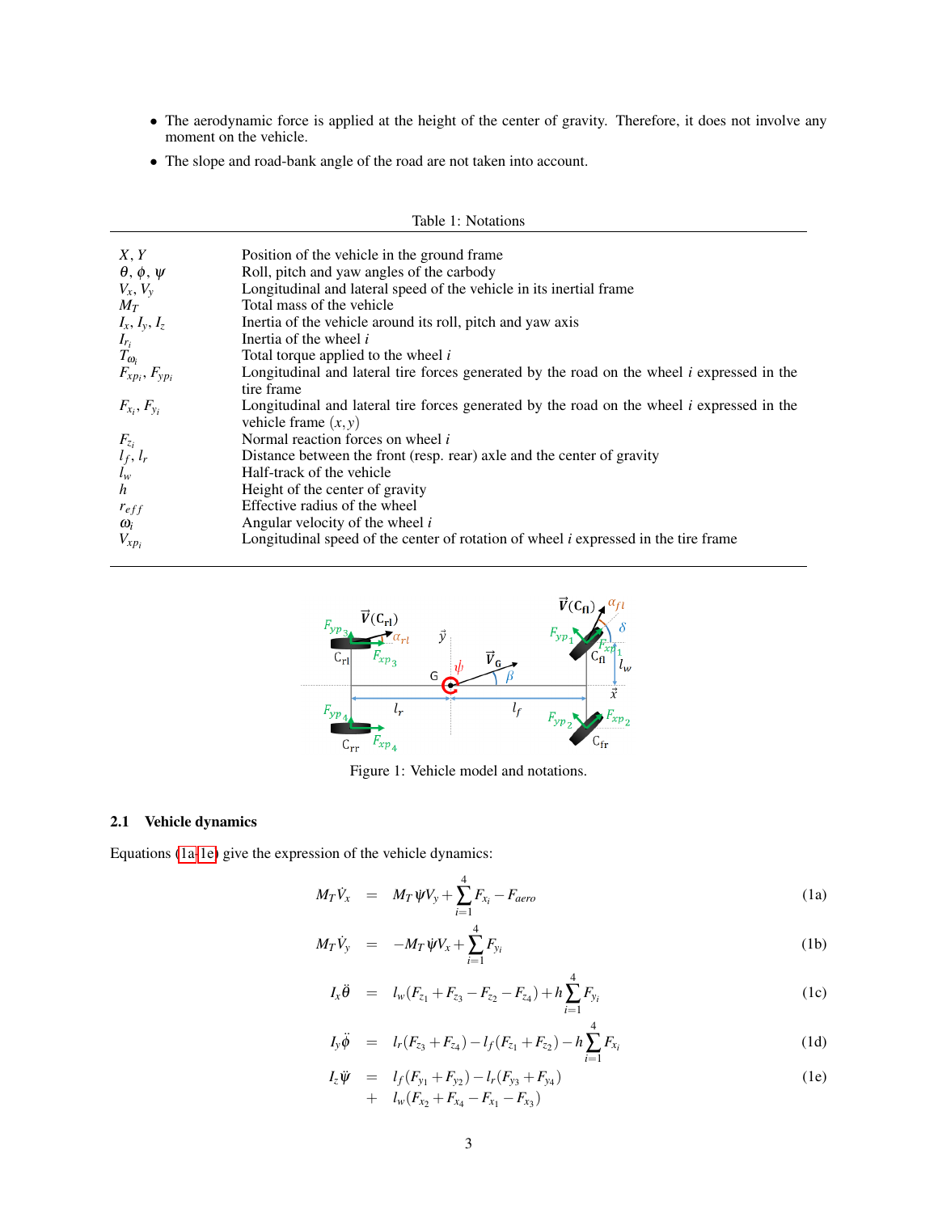- The aerodynamic force is applied at the height of the center of gravity. Therefore, it does not involve any moment on the vehicle.
- The slope and road-bank angle of the road are not taken into account.

Table 1: Notations

| | |
|---|---|
| $X, Y$ | Position of the vehicle in the ground frame |
| $\theta, \phi, \psi$ | Roll, pitch and yaw angles of the carbody |
| $V_x, V_y$ | Longitudinal and lateral speed of the vehicle in its inertial frame |
| $M_T$ | Total mass of the vehicle |
| $I_x, I_y, I_z$ | Inertia of the vehicle around its roll, pitch and yaw axis |
| $I_{r_i}$ | Inertia of the wheel $i$ |
| $T_{\omega_i}$ | Total torque applied to the wheel $i$ |
| $F_{xp_i}, F_{yp_i}$ | Longitudinal and lateral tire forces generated by the road on the wheel $i$ expressed in the tire frame |
| $F_{x_i}, F_{y_i}$ | Longitudinal and lateral tire forces generated by the road on the wheel $i$ expressed in the vehicle frame $(x, y)$ |
| $F_{z_i}$ | Normal reaction forces on wheel $i$ |
| $l_f, l_r$ | Distance between the front (resp. rear) axle and the center of gravity |
| $l_w$ | Half-track of the vehicle |
| $h$ | Height of the center of gravity |
| $r_{eff}$ | Effective radius of the wheel |
| $\omega_i$ | Angular velocity of the wheel $i$ |
| $V_{xp_i}$ | Longitudinal speed of the center of rotation of wheel $i$ expressed in the tire frame |

Figure 1: Vehicle model and notations.

### 2.1 Vehicle dynamics

Equations (1a-1e) give the expression of the vehicle dynamics:

$$M_T \dot{V}_x = M_T \dot{\psi} V_y + \sum_{i=1}^{4} F_{x_i} - F_{aero} \tag{1a}$$

$$M_T \dot{V}_y = -M_T \dot{\psi} V_x + \sum_{i=1}^{4} F_{y_i} \tag{1b}$$

$$I_x \ddot{\theta} = l_w (F_{z_1} + F_{z_3} - F_{z_2} - F_{z_4}) + h \sum_{i=1}^{4} F_{y_i} \tag{1c}$$

$$I_y \ddot{\phi} = l_r (F_{z_3} + F_{z_4}) - l_f (F_{z_1} + F_{z_2}) - h \sum_{i=1}^{4} F_{x_i} \tag{1d}$$

$$\begin{aligned} I_z \ddot{\psi} &= l_f (F_{y_1} + F_{y_2}) - l_r (F_{y_3} + F_{y_4}) \\ &+ l_w (F_{x_2} + F_{x_4} - F_{x_1} - F_{x_3}) \end{aligned} \tag{1e}$$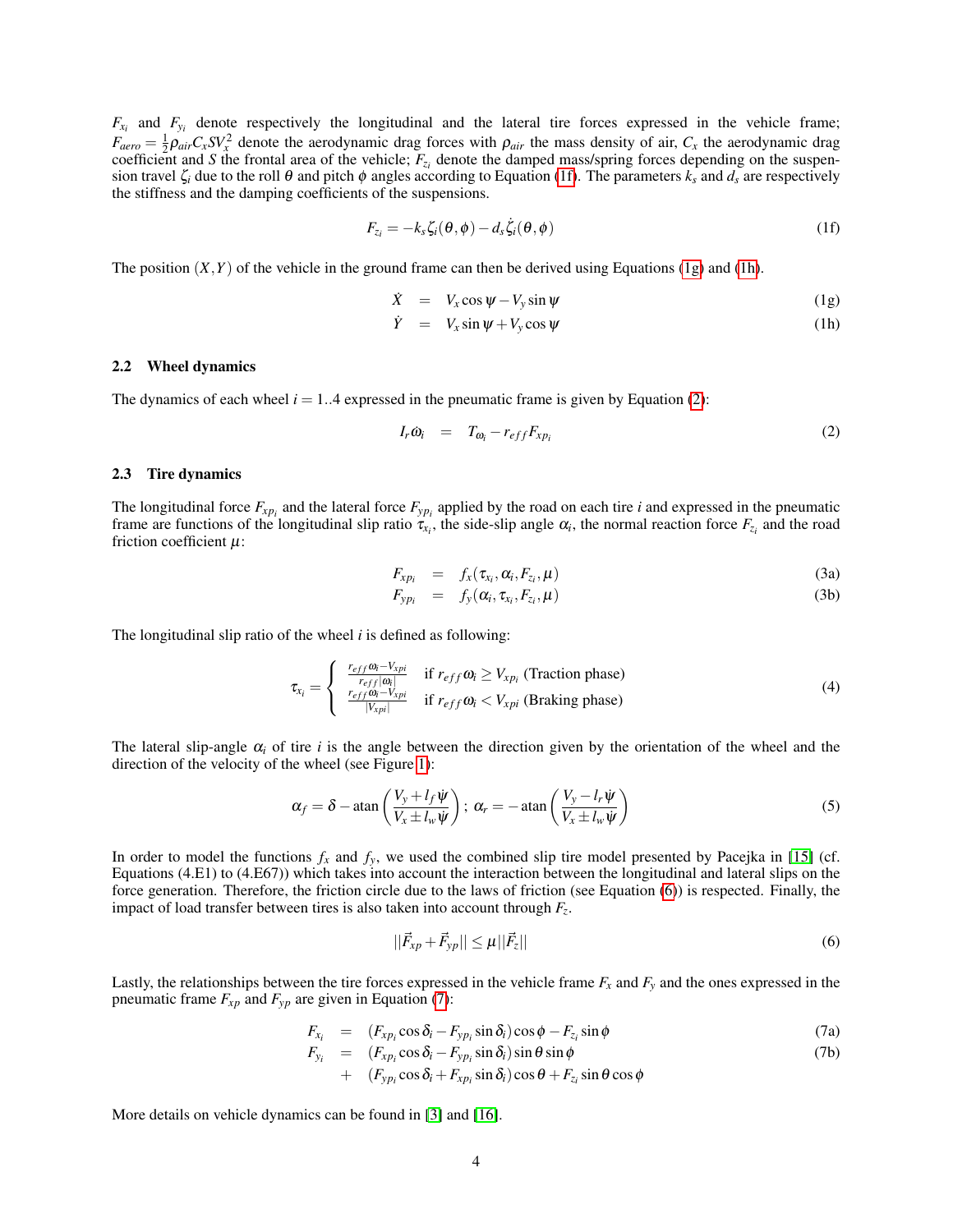$F_{x_i}$ and $F_{y_i}$ denote respectively the longitudinal and the lateral tire forces expressed in the vehicle frame; $F_{aero} = \frac{1}{2}\rho_{air} C_x S V_x^2$ denote the aerodynamic drag forces with $\rho_{air}$ the mass density of air, $C_x$ the aerodynamic drag coefficient and $S$ the frontal area of the vehicle; $F_{z_i}$ denote the damped mass/spring forces depending on the suspension travel $\zeta_i$ due to the roll $\theta$ and pitch $\phi$ angles according to Equation (1f). The parameters $k_s$ and $d_s$ are respectively the stiffness and the damping coefficients of the suspensions.

$$F_{z_i} = -k_s \zeta_i(\theta, \phi) - d_s \dot{\zeta}_i(\theta, \phi) \tag{1f}$$

The position $(X,Y)$ of the vehicle in the ground frame can then be derived using Equations (1g) and (1h).

$$\dot{X} = V_x \cos\psi - V_y \sin\psi \tag{1g}$$

$$\dot{Y} = V_x \sin\psi + V_y \cos\psi \tag{1h}$$

### 2.2 Wheel dynamics

The dynamics of each wheel $i = 1..4$ expressed in the pneumatic frame is given by Equation (2):

$$I_r \dot{\omega}_i = T_{\omega_i} - r_{eff} F_{xp_i} \tag{2}$$

### 2.3 Tire dynamics

The longitudinal force $F_{xp_i}$ and the lateral force $F_{yp_i}$ applied by the road on each tire $i$ and expressed in the pneumatic frame are functions of the longitudinal slip ratio $\tau_{x_i}$, the side-slip angle $\alpha_i$, the normal reaction force $F_{z_i}$ and the road friction coefficient $\mu$:

$$F_{xp_i} = f_x(\tau_{x_i}, \alpha_i, F_{z_i}, \mu) \tag{3a}$$

$$F_{yp_i} = f_y(\alpha_i, \tau_{x_i}, F_{z_i}, \mu) \tag{3b}$$

The longitudinal slip ratio of the wheel $i$ is defined as following:

$$\tau_{x_i} = \begin{cases} \frac{r_{eff}\omega_i - V_{xpi}}{r_{eff}|\omega_i|} & \text{if } r_{eff}\omega_i \geq V_{xp_i} \text{ (Traction phase)} \\ \frac{r_{eff}\omega_i - V_{xpi}}{|V_{xpi}|} & \text{if } r_{eff}\omega_i < V_{xpi} \text{ (Braking phase)} \end{cases} \tag{4}$$

The lateral slip-angle $\alpha_i$ of tire $i$ is the angle between the direction given by the orientation of the wheel and the direction of the velocity of the wheel (see Figure 1):

$$\alpha_f = \delta - \operatorname{atan}\left(\frac{V_y + l_f \dot{\psi}}{V_x \pm l_w \dot{\psi}}\right); \; \alpha_r = -\operatorname{atan}\left(\frac{V_y - l_r \dot{\psi}}{V_x \pm l_w \dot{\psi}}\right) \tag{5}$$

In order to model the functions $f_x$ and $f_y$, we used the combined slip tire model presented by Pacejka in [15] (cf. Equations (4.E1) to (4.E67)) which takes into account the interaction between the longitudinal and lateral slips on the force generation. Therefore, the friction circle due to the laws of friction (see Equation (6)) is respected. Finally, the impact of load transfer between tires is also taken into account through $F_z$.

$$||\vec{F}_{xp} + \vec{F}_{yp}|| \leq \mu ||\vec{F}_z|| \tag{6}$$

Lastly, the relationships between the tire forces expressed in the vehicle frame $F_x$ and $F_y$ and the ones expressed in the pneumatic frame $F_{xp}$ and $F_{yp}$ are given in Equation (7):

$$F_{x_i} = (F_{xp_i}\cos\delta_i - F_{yp_i}\sin\delta_i)\cos\phi - F_{z_i}\sin\phi \tag{7a}$$

$$\begin{aligned} F_{y_i} = & (F_{xp_i}\cos\delta_i - F_{yp_i}\sin\delta_i)\sin\theta\sin\phi \\ & + (F_{yp_i}\cos\delta_i + F_{xp_i}\sin\delta_i)\cos\theta + F_{z_i}\sin\theta\cos\phi \end{aligned} \tag{7b}$$

More details on vehicle dynamics can be found in [3] and [16].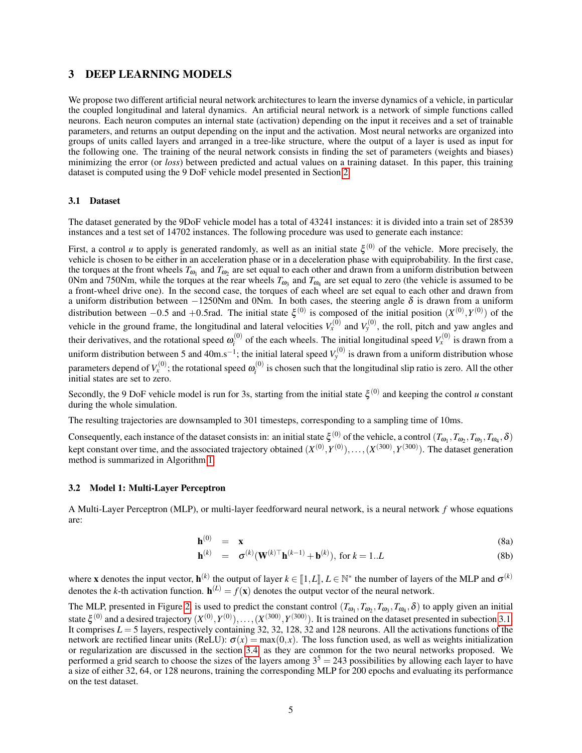## 3 DEEP LEARNING MODELS

We propose two different artificial neural network architectures to learn the inverse dynamics of a vehicle, in particular the coupled longitudinal and lateral dynamics. An artificial neural network is a network of simple functions called neurons. Each neuron computes an internal state (activation) depending on the input it receives and a set of trainable parameters, and returns an output depending on the input and the activation. Most neural networks are organized into groups of units called layers and arranged in a tree-like structure, where the output of a layer is used as input for the following one. The training of the neural network consists in finding the set of parameters (weights and biases) minimizing the error (or *loss*) between predicted and actual values on a training dataset. In this paper, this training dataset is computed using the 9 DoF vehicle model presented in Section 2.

### 3.1 Dataset

The dataset generated by the 9DoF vehicle model has a total of 43241 instances: it is divided into a train set of 28539 instances and a test set of 14702 instances. The following procedure was used to generate each instance:

First, a control $u$ to apply is generated randomly, as well as an initial state $\xi^{(0)}$ of the vehicle. More precisely, the vehicle is chosen to be either in an acceleration phase or in a deceleration phase with equiprobability. In the first case, the torques at the front wheels $T_{\omega_1}$ and $T_{\omega_2}$ are set equal to each other and drawn from a uniform distribution between 0Nm and 750Nm, while the torques at the rear wheels $T_{\omega_3}$ and $T_{\omega_4}$ are set equal to zero (the vehicle is assumed to be a front-wheel drive one). In the second case, the torques of each wheel are set equal to each other and drawn from a uniform distribution between $-1250$Nm and 0Nm. In both cases, the steering angle $\delta$ is drawn from a uniform distribution between $-0.5$ and $+0.5$rad. The initial state $\xi^{(0)}$ is composed of the initial position $(X^{(0)}, Y^{(0)})$ of the vehicle in the ground frame, the longitudinal and lateral velocities $V_x^{(0)}$ and $V_y^{(0)}$, the roll, pitch and yaw angles and their derivatives, and the rotational speed $\omega_i^{(0)}$ of the each wheels. The initial longitudinal speed $V_x^{(0)}$ is drawn from a uniform distribution between 5 and 40m.s$^{-1}$; the initial lateral speed $V_y^{(0)}$ is drawn from a uniform distribution whose parameters depend of $V_x^{(0)}$; the rotational speed $\omega_i^{(0)}$ is chosen such that the longitudinal slip ratio is zero. All the other initial states are set to zero.

Secondly, the 9 DoF vehicle model is run for 3s, starting from the initial state $\xi^{(0)}$ and keeping the control $u$ constant during the whole simulation.

The resulting trajectories are downsampled to 301 timesteps, corresponding to a sampling time of 10ms.

Consequently, each instance of the dataset consists in: an initial state $\xi^{(0)}$ of the vehicle, a control $(T_{\omega_1}, T_{\omega_2}, T_{\omega_3}, T_{\omega_4}, \delta)$ kept constant over time, and the associated trajectory obtained $(X^{(0)}, Y^{(0)}), \ldots, (X^{(300)}, Y^{(300)})$. The dataset generation method is summarized in Algorithm 1.

### 3.2 Model 1: Multi-Layer Perceptron

A Multi-Layer Perceptron (MLP), or multi-layer feedforward neural network, is a neural network $f$ whose equations are:

$$\mathbf{h}^{(0)} = \mathbf{x} \tag{8a}$$

$$\mathbf{h}^{(k)} = \sigma^{(k)}(\mathbf{W}^{(k)\top}\mathbf{h}^{(k-1)} + \mathbf{b}^{(k)}), \text{ for } k = 1..L \tag{8b}$$

where $\mathbf{x}$ denotes the input vector, $\mathbf{h}^{(k)}$ the output of layer $k \in [\![1, L]\!]$, $L \in \mathbb{N}^*$ the number of layers of the MLP and $\sigma^{(k)}$ denotes the $k$-th activation function. $\mathbf{h}^{(L)} = f(\mathbf{x})$ denotes the output vector of the neural network.

The MLP, presented in Figure 2, is used to predict the constant control $(T_{\omega_1}, T_{\omega_2}, T_{\omega_3}, T_{\omega_4}, \delta)$ to apply given an initial state $\xi^{(0)}$ and a desired trajectory $(X^{(0)}, Y^{(0)}), \ldots, (X^{(300)}, Y^{(300)})$. It is trained on the dataset presented in subection 3.1. It comprises $L = 5$ layers, respectively containing 32, 32, 128, 32 and 128 neurons. All the activations functions of the network are rectified linear units (ReLU): $\sigma(x) = \max(0, x)$. The loss function used, as well as weights initialization or regularization are discussed in the section 3.4, as they are common for the two neural networks proposed. We performed a grid search to choose the sizes of the layers among $3^5 = 243$ possibilities by allowing each layer to have a size of either 32, 64, or 128 neurons, training the corresponding MLP for 200 epochs and evaluating its performance on the test dataset.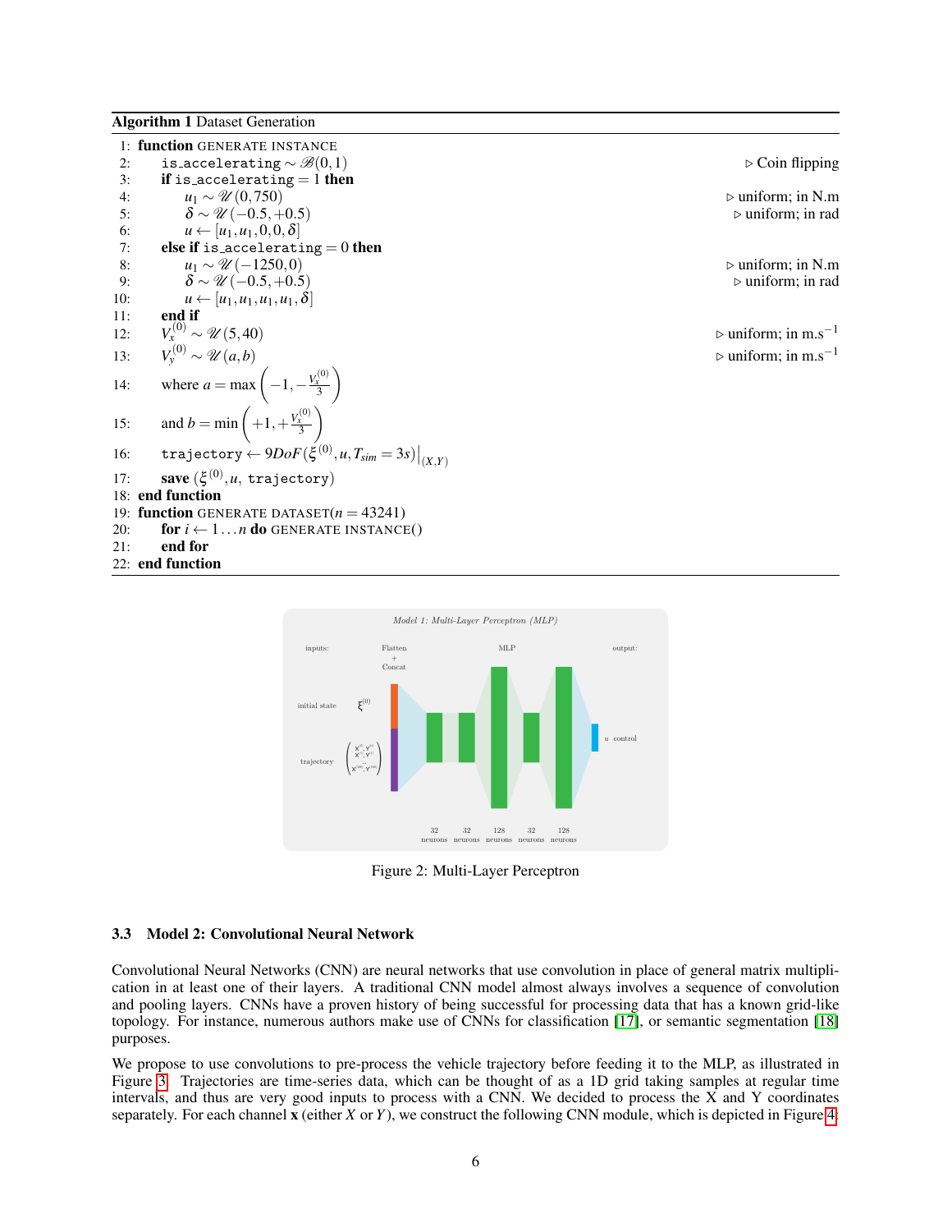**Algorithm 1** Dataset Generation

```
1:  function GENERATE INSTANCE
2:      is_accelerating ~ B(0,1)                          ▷ Coin flipping
3:      if is_accelerating = 1 then
4:          u1 ~ U(0,750)                                 ▷ uniform; in N.m
5:          δ ~ U(−0.5,+0.5)                              ▷ uniform; in rad
6:          u ← [u1,u1,0,0,δ]
7:      else if is_accelerating = 0 then
8:          u1 ~ U(−1250,0)                               ▷ uniform; in N.m
9:          δ ~ U(−0.5,+0.5)                              ▷ uniform; in rad
10:         u ← [u1,u1,u1,u1,δ]
11:     end if
12:     Vx^(0) ~ U(5,40)                                  ▷ uniform; in m.s^−1
13:     Vy^(0) ~ U(a,b)                                   ▷ uniform; in m.s^−1
14:     where a = max(−1, −Vx^(0)/3)
15:     and b = min(+1, +Vx^(0)/3)
16:     trajectory ← 9DoF(ξ^(0), u, T_sim = 3s)|_(X,Y)
17:     save (ξ^(0), u, trajectory)
18: end function
19: function GENERATE DATASET(n = 43241)
20:     for i ← 1...n do GENERATE INSTANCE()
21:     end for
22: end function
```

Figure 2: Multi-Layer Perceptron

### 3.3 Model 2: Convolutional Neural Network

Convolutional Neural Networks (CNN) are neural networks that use convolution in place of general matrix multiplication in at least one of their layers. A traditional CNN model almost always involves a sequence of convolution and pooling layers. CNNs have a proven history of being successful for processing data that has a known grid-like topology. For instance, numerous authors make use of CNNs for classification [17], or semantic segmentation [18] purposes.

We propose to use convolutions to pre-process the vehicle trajectory before feeding it to the MLP, as illustrated in Figure 3. Trajectories are time-series data, which can be thought of as a 1D grid taking samples at regular time intervals, and thus are very good inputs to process with a CNN. We decided to process the X and Y coordinates separately. For each channel $\mathbf{x}$ (either $X$ or $Y$), we construct the following CNN module, which is depicted in Figure 4: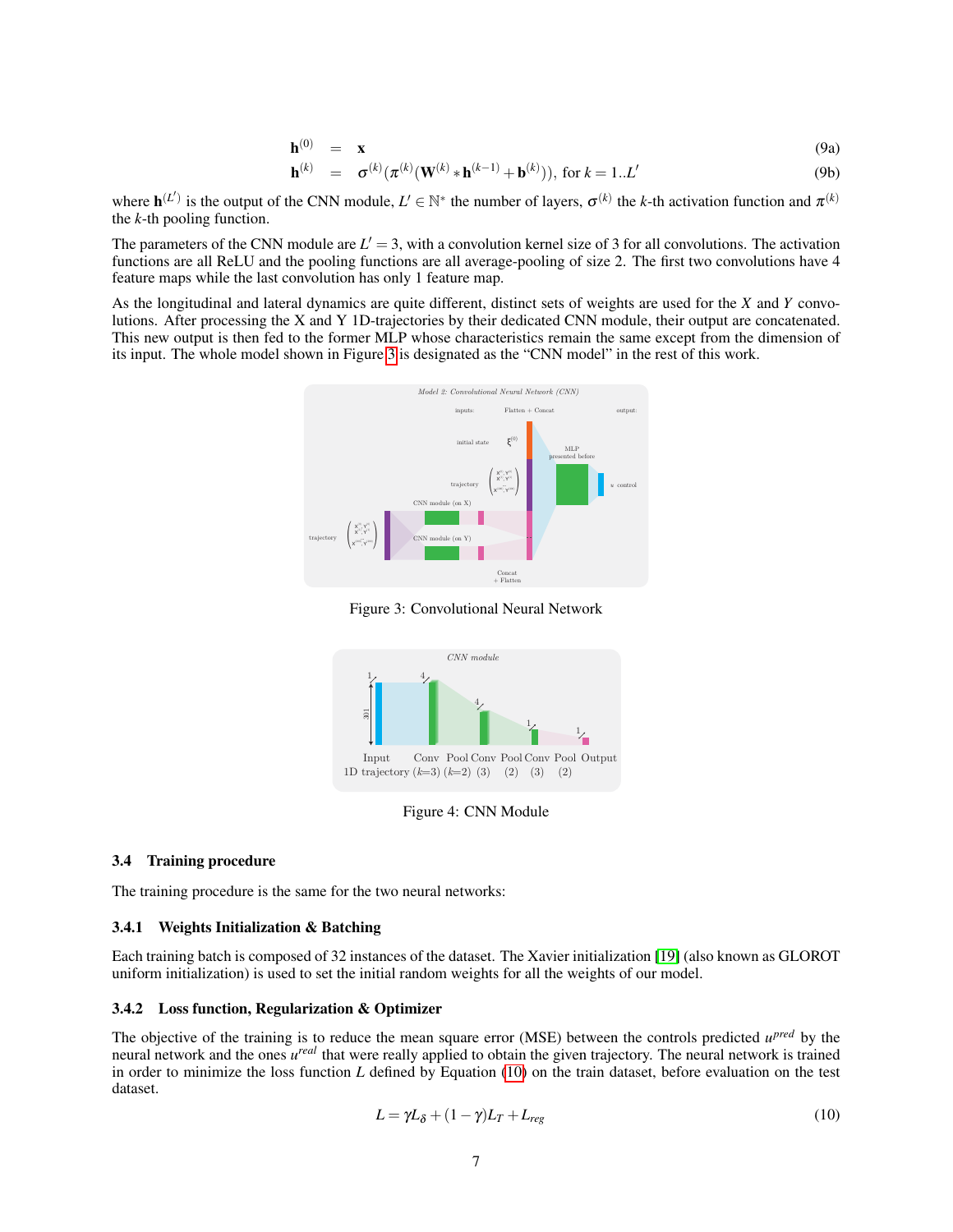$$
\begin{aligned}
\mathbf{h}^{(0)} &= \mathbf{x} && \text{(9a)}\\
\mathbf{h}^{(k)} &= \sigma^{(k)}(\pi^{(k)}(\mathbf{W}^{(k)} * \mathbf{h}^{(k-1)} + \mathbf{b}^{(k)})), \text{ for } k = 1..L' && \text{(9b)}
\end{aligned}
$$

where $\mathbf{h}^{(L')}$ is the output of the CNN module, $L' \in \mathbb{N}^*$ the number of layers, $\sigma^{(k)}$ the $k$-th activation function and $\pi^{(k)}$ the $k$-th pooling function.

The parameters of the CNN module are $L' = 3$, with a convolution kernel size of 3 for all convolutions. The activation functions are all ReLU and the pooling functions are all average-pooling of size 2. The first two convolutions have 4 feature maps while the last convolution has only 1 feature map.

As the longitudinal and lateral dynamics are quite different, distinct sets of weights are used for the $X$ and $Y$ convolutions. After processing the X and Y 1D-trajectories by their dedicated CNN module, their output are concatenated. This new output is then fed to the former MLP whose characteristics remain the same except from the dimension of its input. The whole model shown in Figure 3 is designated as the "CNN model" in the rest of this work.

Figure 3: Convolutional Neural Network

Figure 4: CNN Module

### 3.4 Training procedure

The training procedure is the same for the two neural networks:

#### 3.4.1 Weights Initialization & Batching

Each training batch is composed of 32 instances of the dataset. The Xavier initialization [19] (also known as GLOROT uniform initialization) is used to set the initial random weights for all the weights of our model.

#### 3.4.2 Loss function, Regularization & Optimizer

The objective of the training is to reduce the mean square error (MSE) between the controls predicted $u^{pred}$ by the neural network and the ones $u^{real}$ that were really applied to obtain the given trajectory. The neural network is trained in order to minimize the loss function $L$ defined by Equation (10) on the train dataset, before evaluation on the test dataset.

$$
L = \gamma L_\delta + (1-\gamma) L_T + L_{reg} \tag{10}
$$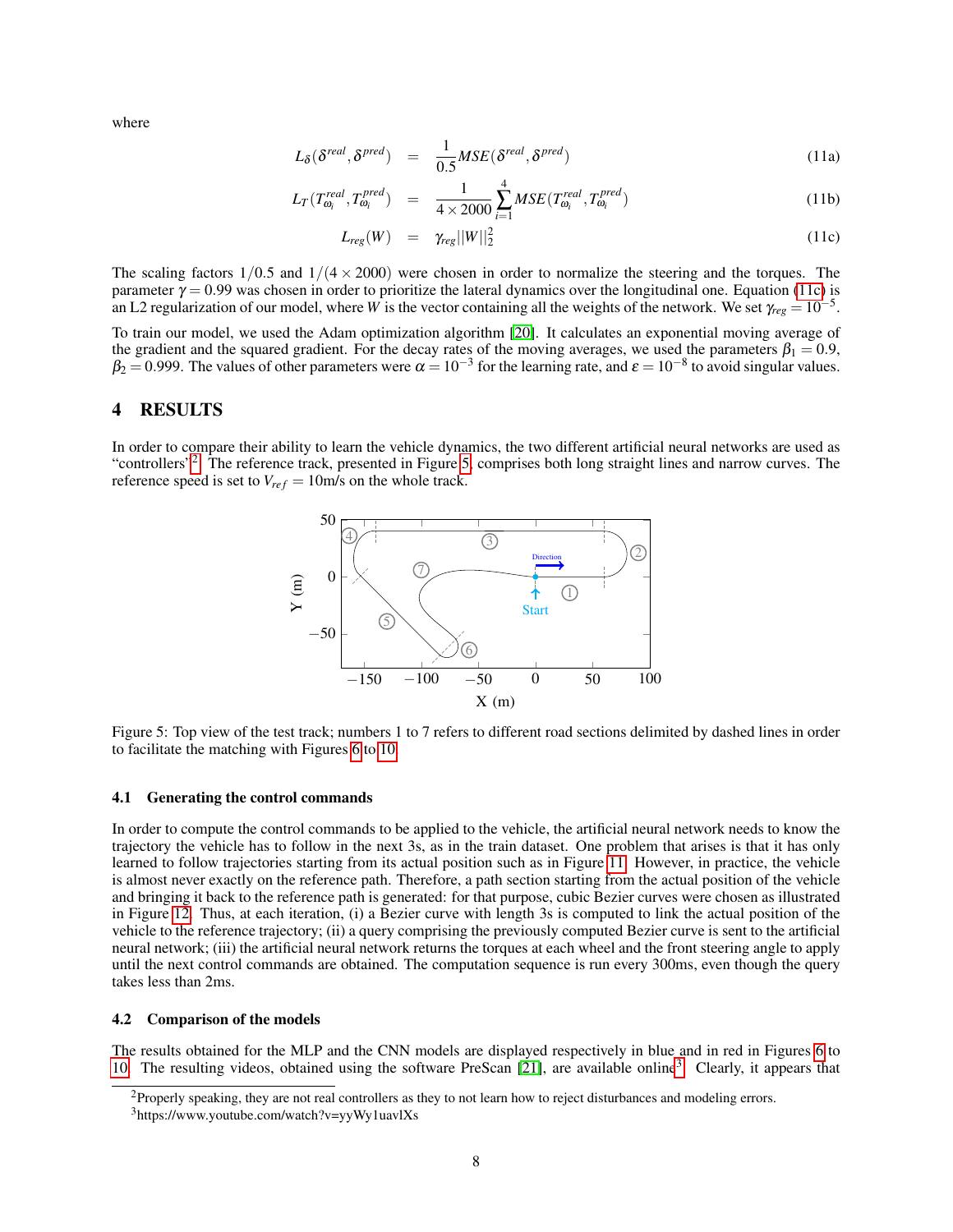where

$$L_\delta(\delta^{real}, \delta^{pred}) = \frac{1}{0.5} MSE(\delta^{real}, \delta^{pred}) \tag{11a}$$

$$L_T(T_{\omega_i}^{real}, T_{\omega_i}^{pred}) = \frac{1}{4 \times 2000} \sum_{i=1}^{4} MSE(T_{\omega_i}^{real}, T_{\omega_i}^{pred}) \tag{11b}$$

$$L_{reg}(W) = \gamma_{reg} ||W||_2^2 \tag{11c}$$

The scaling factors $1/0.5$ and $1/(4 \times 2000)$ were chosen in order to normalize the steering and the torques. The parameter $\gamma = 0.99$ was chosen in order to prioritize the lateral dynamics over the longitudinal one. Equation (11c) is an L2 regularization of our model, where $W$ is the vector containing all the weights of the network. We set $\gamma_{reg} = 10^{-5}$.

To train our model, we used the Adam optimization algorithm [20]. It calculates an exponential moving average of the gradient and the squared gradient. For the decay rates of the moving averages, we used the parameters $\beta_1 = 0.9$, $\beta_2 = 0.999$. The values of other parameters were $\alpha = 10^{-3}$ for the learning rate, and $\varepsilon = 10^{-8}$ to avoid singular values.

# 4 RESULTS

In order to compare their ability to learn the vehicle dynamics, the two different artificial neural networks are used as "controllers"[2]. The reference track, presented in Figure 5, comprises both long straight lines and narrow curves. The reference speed is set to $V_{ref} = 10$m/s on the whole track.

Figure 5: Top view of the test track; numbers 1 to 7 refers to different road sections delimited by dashed lines in order to facilitate the matching with Figures 6 to 10.

## 4.1 Generating the control commands

In order to compute the control commands to be applied to the vehicle, the artificial neural network needs to know the trajectory the vehicle has to follow in the next 3s, as in the train dataset. One problem that arises is that it has only learned to follow trajectories starting from its actual position such as in Figure 11. However, in practice, the vehicle is almost never exactly on the reference path. Therefore, a path section starting from the actual position of the vehicle and bringing it back to the reference path is generated: for that purpose, cubic Bezier curves were chosen as illustrated in Figure 12. Thus, at each iteration, (i) a Bezier curve with length 3s is computed to link the actual position of the vehicle to the reference trajectory; (ii) a query comprising the previously computed Bezier curve is sent to the artificial neural network; (iii) the artificial neural network returns the torques at each wheel and the front steering angle to apply until the next control commands are obtained. The computation sequence is run every 300ms, even though the query takes less than 2ms.

## 4.2 Comparison of the models

The results obtained for the MLP and the CNN models are displayed respectively in blue and in red in Figures 6 to 10. The resulting videos, obtained using the software PreScan [21], are available online[3]. Clearly, it appears that

[2] Properly speaking, they are not real controllers as they to not learn how to reject disturbances and modeling errors.

[3] https://www.youtube.com/watch?v=yyWy1uavlXs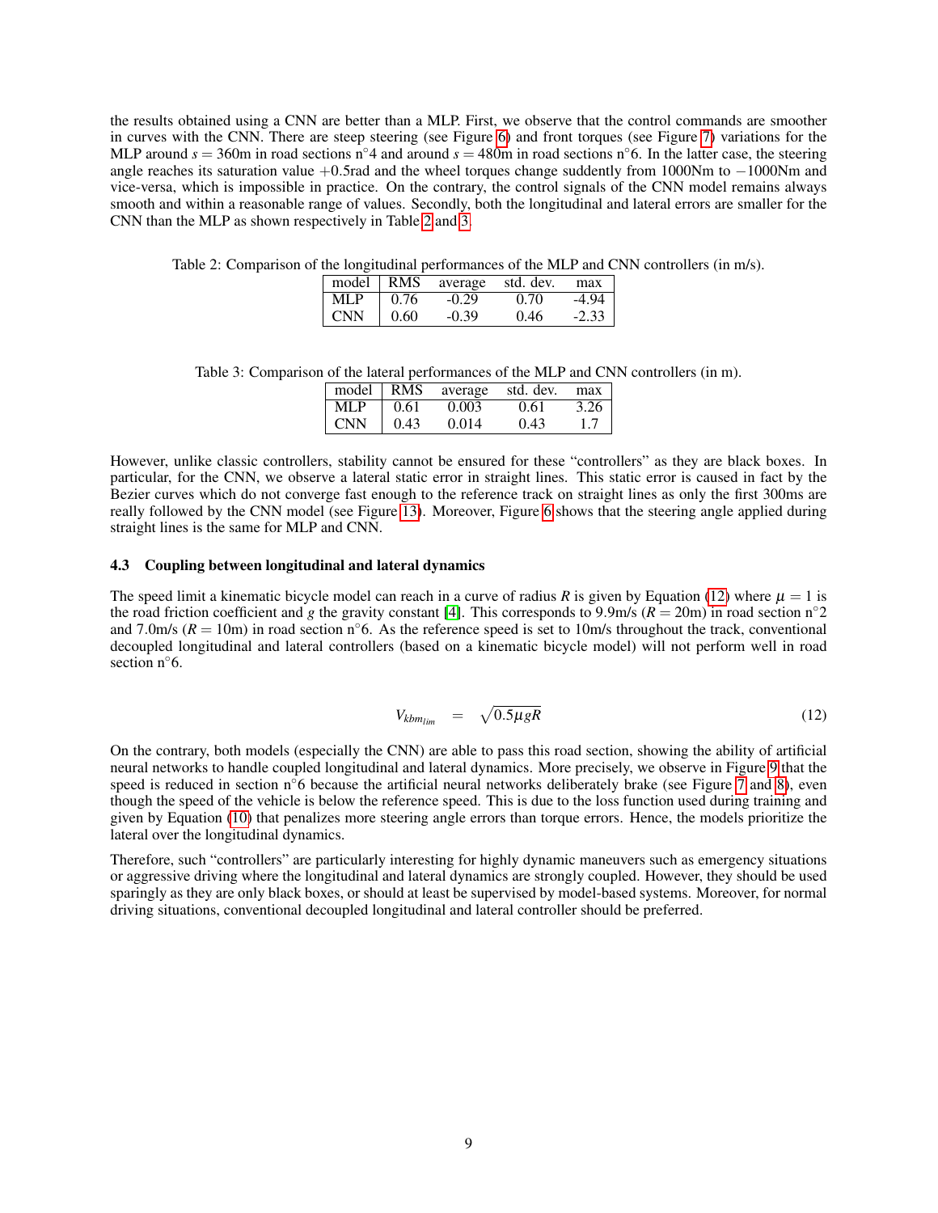the results obtained using a CNN are better than a MLP. First, we observe that the control commands are smoother in curves with the CNN. There are steep steering (see Figure 6) and front torques (see Figure 7) variations for the MLP around $s = 360$m in road sections n°4 and around $s = 480$m in road sections n°6. In the latter case, the steering angle reaches its saturation value $+0.5$rad and the wheel torques change suddently from 1000Nm to $-1000$Nm and vice-versa, which is impossible in practice. On the contrary, the control signals of the CNN model remains always smooth and within a reasonable range of values. Secondly, both the longitudinal and lateral errors are smaller for the CNN than the MLP as shown respectively in Table 2 and 3.

Table 2: Comparison of the longitudinal performances of the MLP and CNN controllers (in m/s).

| model | RMS | average | std. dev. | max |
|---|---|---|---|---|
| MLP | 0.76 | -0.29 | 0.70 | -4.94 |
| CNN | 0.60 | -0.39 | 0.46 | -2.33 |

Table 3: Comparison of the lateral performances of the MLP and CNN controllers (in m).

| model | RMS | average | std. dev. | max |
|---|---|---|---|---|
| MLP | 0.61 | 0.003 | 0.61 | 3.26 |
| CNN | 0.43 | 0.014 | 0.43 | 1.7 |

However, unlike classic controllers, stability cannot be ensured for these "controllers" as they are black boxes. In particular, for the CNN, we observe a lateral static error in straight lines. This static error is caused in fact by the Bezier curves which do not converge fast enough to the reference track on straight lines as only the first 300ms are really followed by the CNN model (see Figure 13). Moreover, Figure 6 shows that the steering angle applied during straight lines is the same for MLP and CNN.

### 4.3 Coupling between longitudinal and lateral dynamics

The speed limit a kinematic bicycle model can reach in a curve of radius $R$ is given by Equation (12) where $\mu = 1$ is the road friction coefficient and $g$ the gravity constant [4]. This corresponds to 9.9m/s ($R = 20$m) in road section n°2 and 7.0m/s ($R = 10$m) in road section n°6. As the reference speed is set to 10m/s throughout the track, conventional decoupled longitudinal and lateral controllers (based on a kinematic bicycle model) will not perform well in road section n°6.

$$V_{kbm_{lim}} = \sqrt{0.5\mu g R} \tag{12}$$

On the contrary, both models (especially the CNN) are able to pass this road section, showing the ability of artificial neural networks to handle coupled longitudinal and lateral dynamics. More precisely, we observe in Figure 9 that the speed is reduced in section n°6 because the artificial neural networks deliberately brake (see Figure 7 and 8), even though the speed of the vehicle is below the reference speed. This is due to the loss function used during training and given by Equation (10) that penalizes more steering angle errors than torque errors. Hence, the models prioritize the lateral over the longitudinal dynamics.

Therefore, such "controllers" are particularly interesting for highly dynamic maneuvers such as emergency situations or aggressive driving where the longitudinal and lateral dynamics are strongly coupled. However, they should be used sparingly as they are only black boxes, or should at least be supervised by model-based systems. Moreover, for normal driving situations, conventional decoupled longitudinal and lateral controller should be preferred.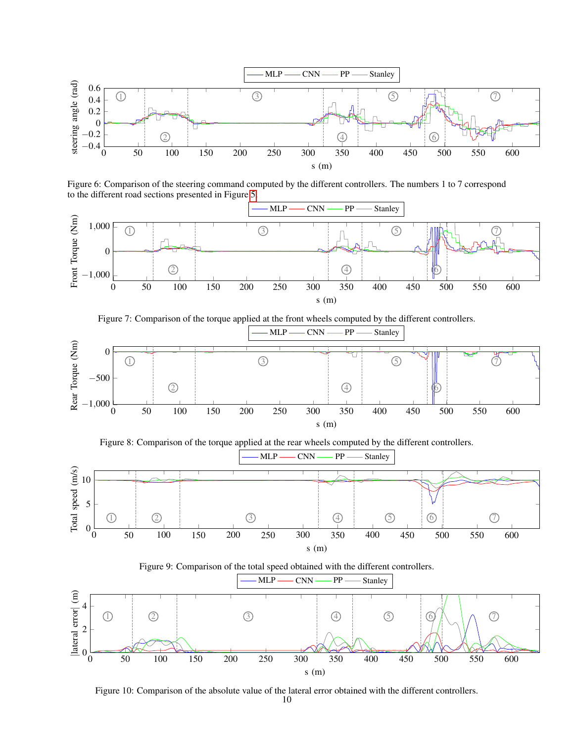Figure 6: Comparison of the steering command computed by the different controllers. The numbers 1 to 7 correspond to the different road sections presented in Figure 5.

Figure 7: Comparison of the torque applied at the front wheels computed by the different controllers.

Figure 8: Comparison of the torque applied at the rear wheels computed by the different controllers.

Figure 9: Comparison of the total speed obtained with the different controllers.

Figure 10: Comparison of the absolute value of the lateral error obtained with the different controllers.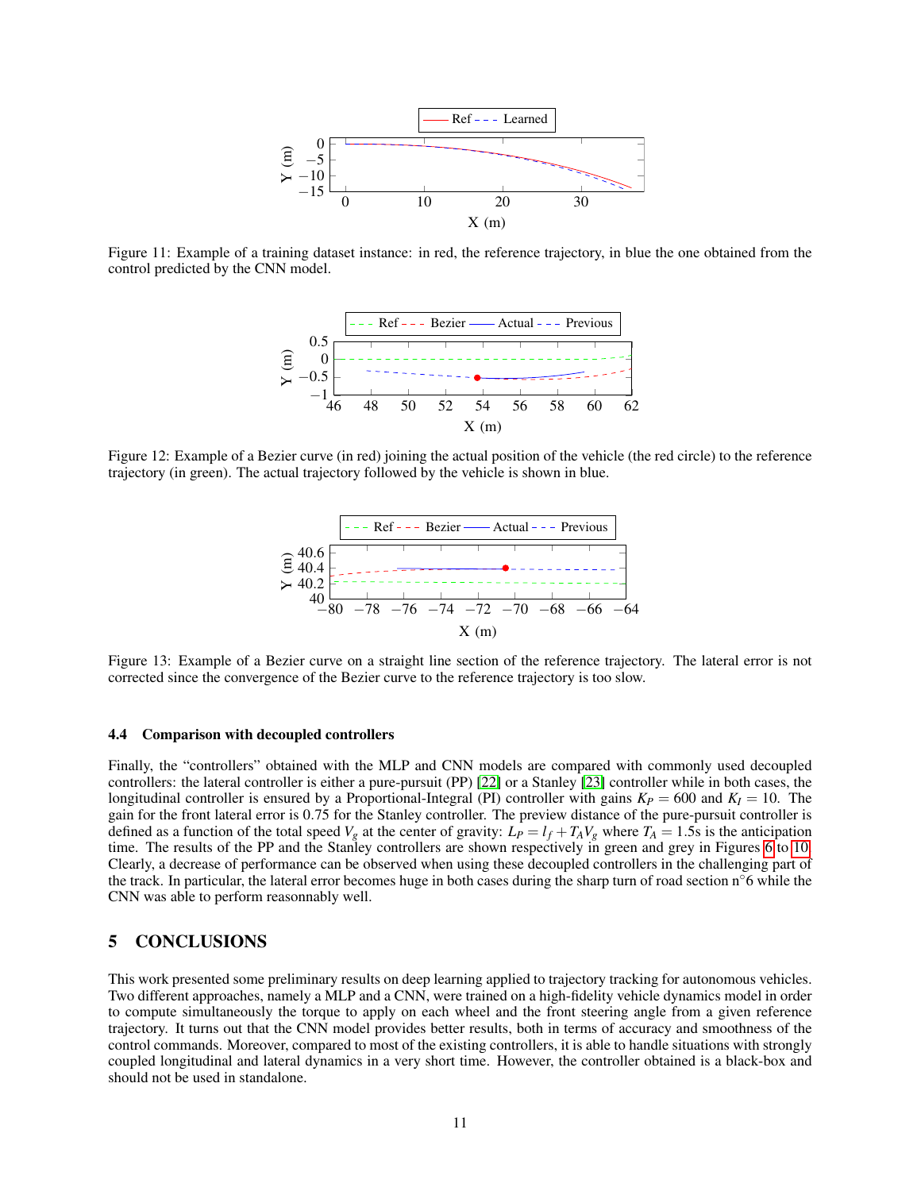Figure 11: Example of a training dataset instance: in red, the reference trajectory, in blue the one obtained from the control predicted by the CNN model.

Figure 12: Example of a Bezier curve (in red) joining the actual position of the vehicle (the red circle) to the reference trajectory (in green). The actual trajectory followed by the vehicle is shown in blue.

Figure 13: Example of a Bezier curve on a straight line section of the reference trajectory. The lateral error is not corrected since the convergence of the Bezier curve to the reference trajectory is too slow.

### 4.4 Comparison with decoupled controllers

Finally, the "controllers" obtained with the MLP and CNN models are compared with commonly used decoupled controllers: the lateral controller is either a pure-pursuit (PP) [22] or a Stanley [23] controller while in both cases, the longitudinal controller is ensured by a Proportional-Integral (PI) controller with gains $K_P = 600$ and $K_I = 10$. The gain for the front lateral error is 0.75 for the Stanley controller. The preview distance of the pure-pursuit controller is defined as a function of the total speed $V_g$ at the center of gravity: $L_P = l_f + T_A V_g$ where $T_A = 1.5$s is the anticipation time. The results of the PP and the Stanley controllers are shown respectively in green and grey in Figures 6 to 10. Clearly, a decrease of performance can be observed when using these decoupled controllers in the challenging part of the track. In particular, the lateral error becomes huge in both cases during the sharp turn of road section n°6 while the CNN was able to perform reasonnably well.

## 5 CONCLUSIONS

This work presented some preliminary results on deep learning applied to trajectory tracking for autonomous vehicles. Two different approaches, namely a MLP and a CNN, were trained on a high-fidelity vehicle dynamics model in order to compute simultaneously the torque to apply on each wheel and the front steering angle from a given reference trajectory. It turns out that the CNN model provides better results, both in terms of accuracy and smoothness of the control commands. Moreover, compared to most of the existing controllers, it is able to handle situations with strongly coupled longitudinal and lateral dynamics in a very short time. However, the controller obtained is a black-box and should not be used in standalone.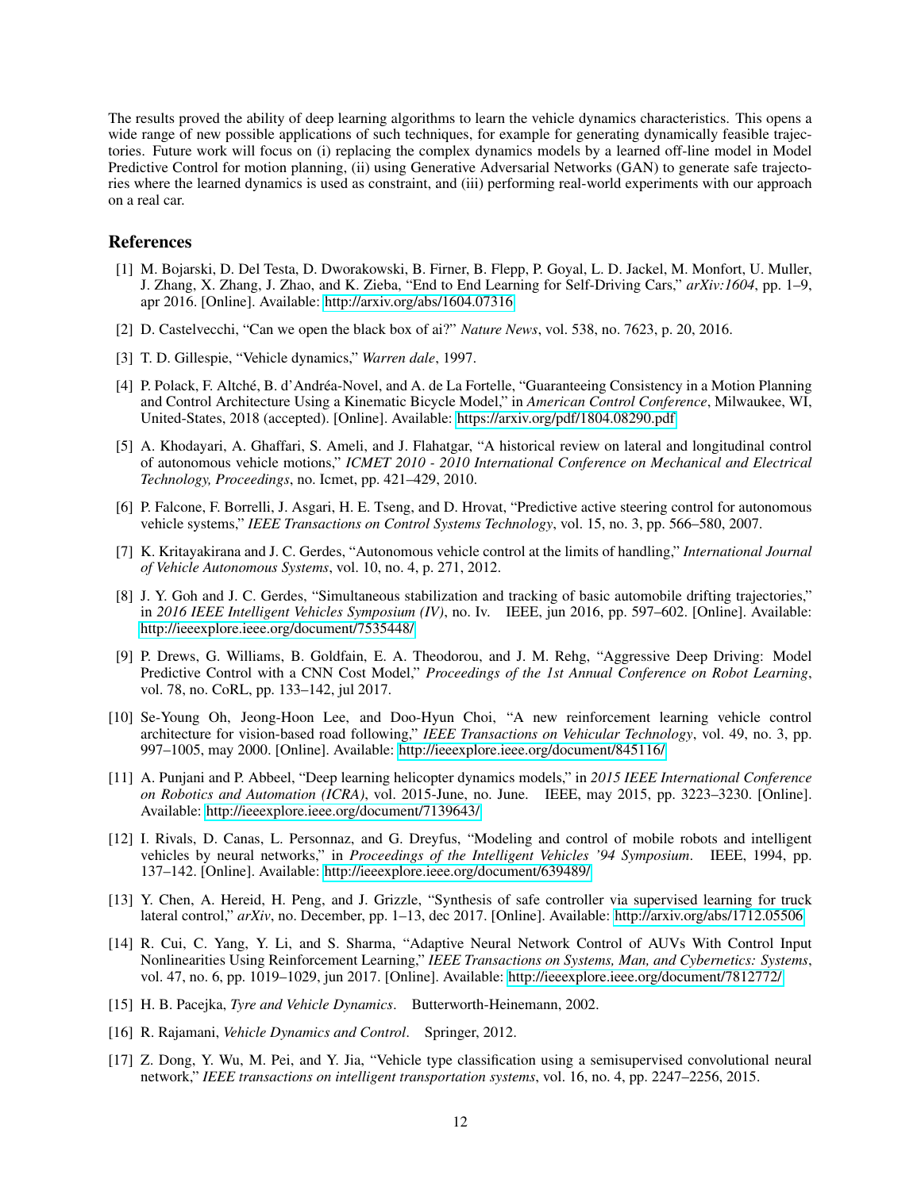The results proved the ability of deep learning algorithms to learn the vehicle dynamics characteristics. This opens a wide range of new possible applications of such techniques, for example for generating dynamically feasible trajectories. Future work will focus on (i) replacing the complex dynamics models by a learned off-line model in Model Predictive Control for motion planning, (ii) using Generative Adversarial Networks (GAN) to generate safe trajectories where the learned dynamics is used as constraint, and (iii) performing real-world experiments with our approach on a real car.

## References

[1] M. Bojarski, D. Del Testa, D. Dworakowski, B. Firner, B. Flepp, P. Goyal, L. D. Jackel, M. Monfort, U. Muller, J. Zhang, X. Zhang, J. Zhao, and K. Zieba, "End to End Learning for Self-Driving Cars," *arXiv:1604*, pp. 1–9, apr 2016. [Online]. Available: http://arxiv.org/abs/1604.07316

[2] D. Castelvecchi, "Can we open the black box of ai?" *Nature News*, vol. 538, no. 7623, p. 20, 2016.

[3] T. D. Gillespie, "Vehicle dynamics," *Warren dale*, 1997.

[4] P. Polack, F. Altché, B. d'Andréa-Novel, and A. de La Fortelle, "Guaranteeing Consistency in a Motion Planning and Control Architecture Using a Kinematic Bicycle Model," in *American Control Conference*, Milwaukee, WI, United-States, 2018 (accepted). [Online]. Available: https://arxiv.org/pdf/1804.08290.pdf

[5] A. Khodayari, A. Ghaffari, S. Ameli, and J. Flahatgar, "A historical review on lateral and longitudinal control of autonomous vehicle motions," *ICMET 2010 - 2010 International Conference on Mechanical and Electrical Technology, Proceedings*, no. Icmet, pp. 421–429, 2010.

[6] P. Falcone, F. Borrelli, J. Asgari, H. E. Tseng, and D. Hrovat, "Predictive active steering control for autonomous vehicle systems," *IEEE Transactions on Control Systems Technology*, vol. 15, no. 3, pp. 566–580, 2007.

[7] K. Kritayakirana and J. C. Gerdes, "Autonomous vehicle control at the limits of handling," *International Journal of Vehicle Autonomous Systems*, vol. 10, no. 4, p. 271, 2012.

[8] J. Y. Goh and J. C. Gerdes, "Simultaneous stabilization and tracking of basic automobile drifting trajectories," in *2016 IEEE Intelligent Vehicles Symposium (IV)*, no. Iv. IEEE, jun 2016, pp. 597–602. [Online]. Available: http://ieeexplore.ieee.org/document/7535448/

[9] P. Drews, G. Williams, B. Goldfain, E. A. Theodorou, and J. M. Rehg, "Aggressive Deep Driving: Model Predictive Control with a CNN Cost Model," *Proceedings of the 1st Annual Conference on Robot Learning*, vol. 78, no. CoRL, pp. 133–142, jul 2017.

[10] Se-Young Oh, Jeong-Hoon Lee, and Doo-Hyun Choi, "A new reinforcement learning vehicle control architecture for vision-based road following," *IEEE Transactions on Vehicular Technology*, vol. 49, no. 3, pp. 997–1005, may 2000. [Online]. Available: http://ieeexplore.ieee.org/document/845116/

[11] A. Punjani and P. Abbeel, "Deep learning helicopter dynamics models," in *2015 IEEE International Conference on Robotics and Automation (ICRA)*, vol. 2015-June, no. June. IEEE, may 2015, pp. 3223–3230. [Online]. Available: http://ieeexplore.ieee.org/document/7139643/

[12] I. Rivals, D. Canas, L. Personnaz, and G. Dreyfus, "Modeling and control of mobile robots and intelligent vehicles by neural networks," in *Proceedings of the Intelligent Vehicles '94 Symposium*. IEEE, 1994, pp. 137–142. [Online]. Available: http://ieeexplore.ieee.org/document/639489/

[13] Y. Chen, A. Hereid, H. Peng, and J. Grizzle, "Synthesis of safe controller via supervised learning for truck lateral control," *arXiv*, no. December, pp. 1–13, dec 2017. [Online]. Available: http://arxiv.org/abs/1712.05506

[14] R. Cui, C. Yang, Y. Li, and S. Sharma, "Adaptive Neural Network Control of AUVs With Control Input Nonlinearities Using Reinforcement Learning," *IEEE Transactions on Systems, Man, and Cybernetics: Systems*, vol. 47, no. 6, pp. 1019–1029, jun 2017. [Online]. Available: http://ieeexplore.ieee.org/document/7812772/

[15] H. B. Pacejka, *Tyre and Vehicle Dynamics*. Butterworth-Heinemann, 2002.

[16] R. Rajamani, *Vehicle Dynamics and Control*. Springer, 2012.

[17] Z. Dong, Y. Wu, M. Pei, and Y. Jia, "Vehicle type classification using a semisupervised convolutional neural network," *IEEE transactions on intelligent transportation systems*, vol. 16, no. 4, pp. 2247–2256, 2015.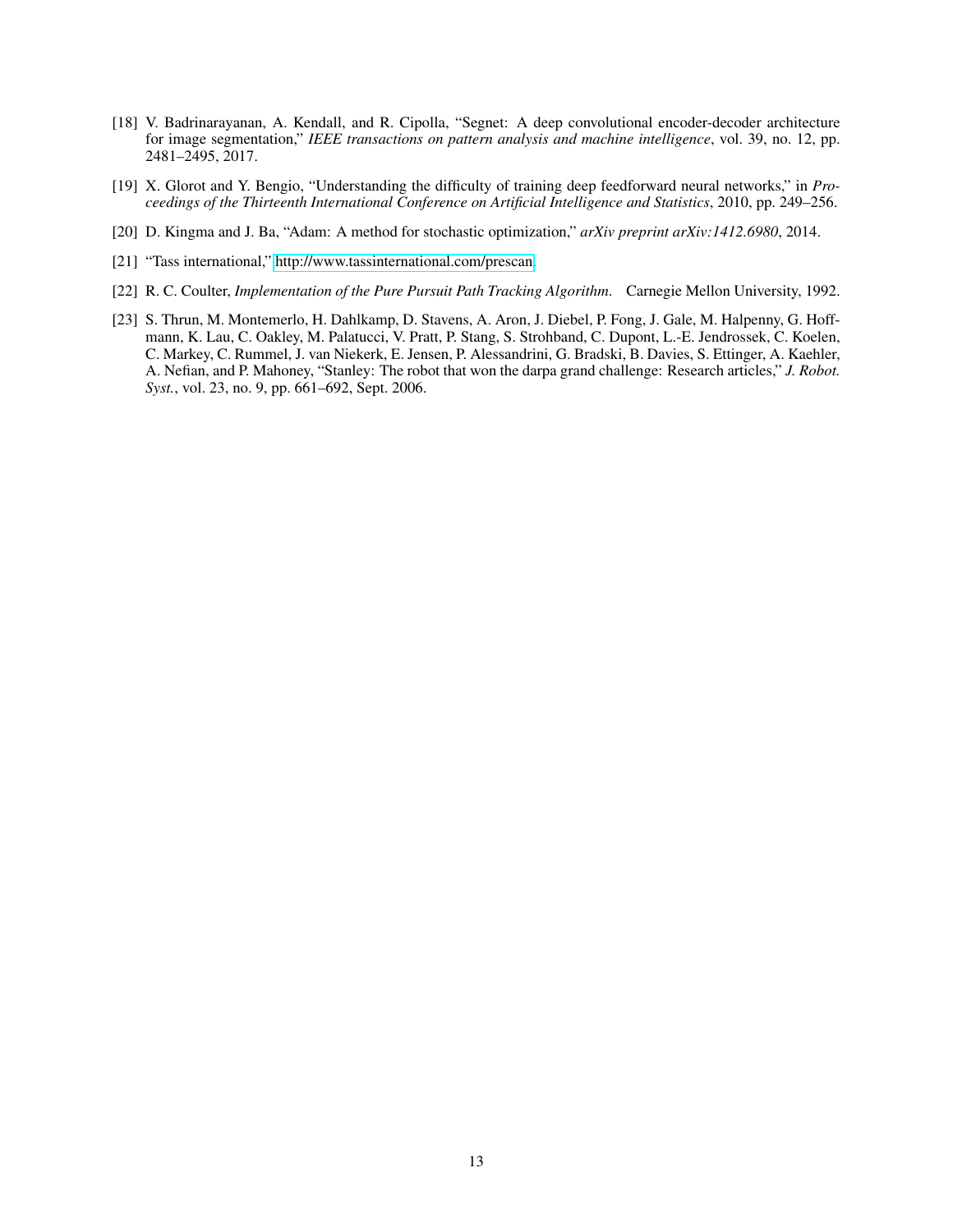[18] V. Badrinarayanan, A. Kendall, and R. Cipolla, "Segnet: A deep convolutional encoder-decoder architecture for image segmentation," *IEEE transactions on pattern analysis and machine intelligence*, vol. 39, no. 12, pp. 2481–2495, 2017.

[19] X. Glorot and Y. Bengio, "Understanding the difficulty of training deep feedforward neural networks," in *Proceedings of the Thirteenth International Conference on Artificial Intelligence and Statistics*, 2010, pp. 249–256.

[20] D. Kingma and J. Ba, "Adam: A method for stochastic optimization," *arXiv preprint arXiv:1412.6980*, 2014.

[21] "Tass international," http://www.tassinternational.com/prescan.

[22] R. C. Coulter, *Implementation of the Pure Pursuit Path Tracking Algorithm*. Carnegie Mellon University, 1992.

[23] S. Thrun, M. Montemerlo, H. Dahlkamp, D. Stavens, A. Aron, J. Diebel, P. Fong, J. Gale, M. Halpenny, G. Hoffmann, K. Lau, C. Oakley, M. Palatucci, V. Pratt, P. Stang, S. Strohband, C. Dupont, L.-E. Jendrossek, C. Koelen, C. Markey, C. Rummel, J. van Niekerk, E. Jensen, P. Alessandrini, G. Bradski, B. Davies, S. Ettinger, A. Kaehler, A. Nefian, and P. Mahoney, "Stanley: The robot that won the darpa grand challenge: Research articles," *J. Robot. Syst.*, vol. 23, no. 9, pp. 661–692, Sept. 2006.